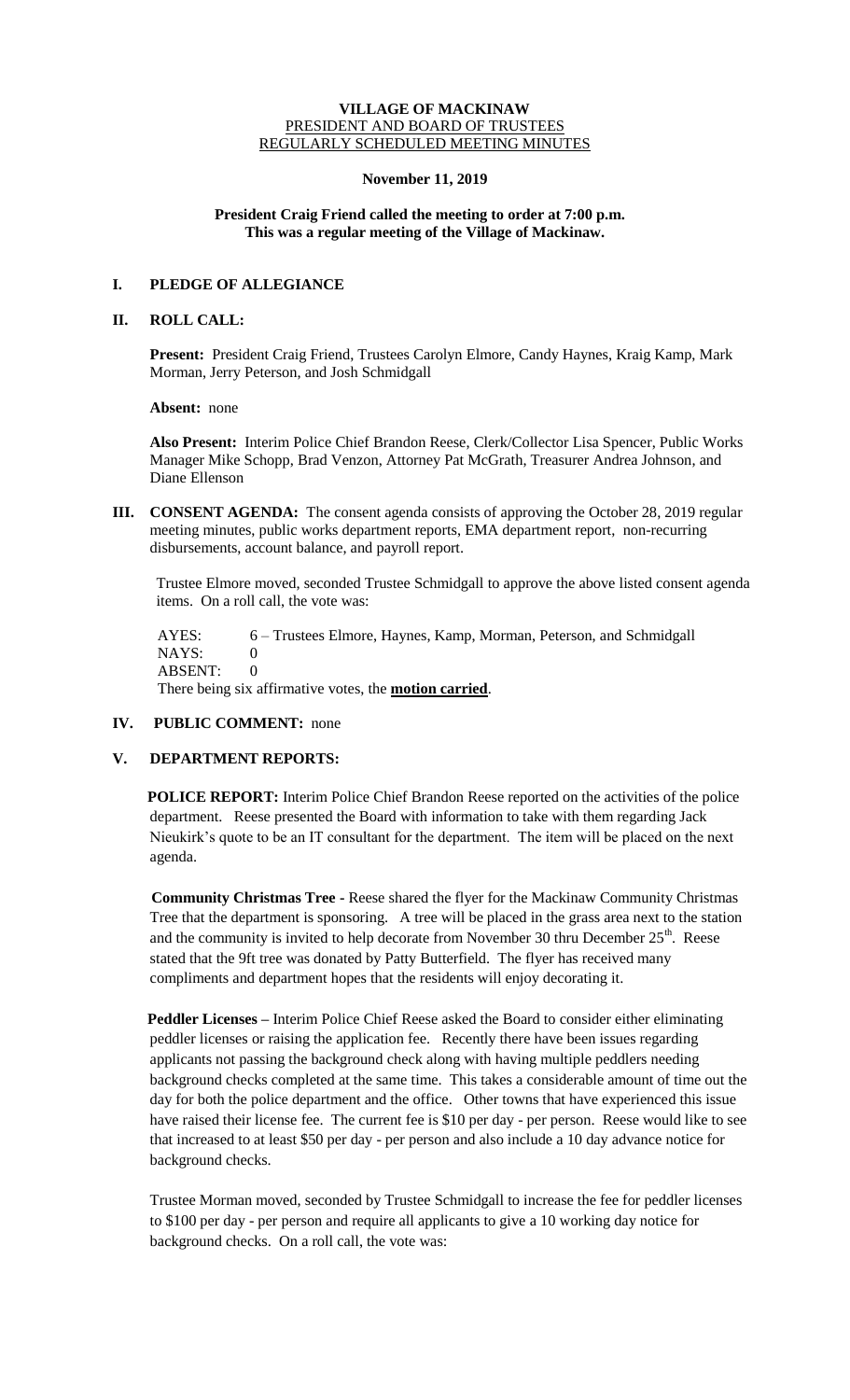**VILLAGE OF MACKINAW**
PRESIDENT AND BOARD OF TRUSTEES
REGULARLY SCHEDULED MEETING MINUTES

**November 11, 2019**

**President Craig Friend called the meeting to order at 7:00 p.m.**
**This was a regular meeting of the Village of Mackinaw.**

## I. PLEDGE OF ALLEGIANCE

## II. ROLL CALL:

**Present:** President Craig Friend, Trustees Carolyn Elmore, Candy Haynes, Kraig Kamp, Mark Morman, Jerry Peterson, and Josh Schmidgall

**Absent:** none

**Also Present:** Interim Police Chief Brandon Reese, Clerk/Collector Lisa Spencer, Public Works Manager Mike Schopp, Brad Venzon, Attorney Pat McGrath, Treasurer Andrea Johnson, and Diane Ellenson

## III. CONSENT AGENDA:

The consent agenda consists of approving the October 28, 2019 regular meeting minutes, public works department reports, EMA department report, non-recurring disbursements, account balance, and payroll report.

Trustee Elmore moved, seconded Trustee Schmidgall to approve the above listed consent agenda items. On a roll call, the vote was:

AYES: 6 – Trustees Elmore, Haynes, Kamp, Morman, Peterson, and Schmidgall
NAYS: 0
ABSENT: 0
There being six affirmative votes, the **motion carried**.

## IV. PUBLIC COMMENT: none

## V. DEPARTMENT REPORTS:

**POLICE REPORT:** Interim Police Chief Brandon Reese reported on the activities of the police department. Reese presented the Board with information to take with them regarding Jack Nieukirk's quote to be an IT consultant for the department. The item will be placed on the next agenda.

**Community Christmas Tree -** Reese shared the flyer for the Mackinaw Community Christmas Tree that the department is sponsoring. A tree will be placed in the grass area next to the station and the community is invited to help decorate from November 30 thru December 25th. Reese stated that the 9ft tree was donated by Patty Butterfield. The flyer has received many compliments and department hopes that the residents will enjoy decorating it.

**Peddler Licenses –** Interim Police Chief Reese asked the Board to consider either eliminating peddler licenses or raising the application fee. Recently there have been issues regarding applicants not passing the background check along with having multiple peddlers needing background checks completed at the same time. This takes a considerable amount of time out the day for both the police department and the office. Other towns that have experienced this issue have raised their license fee. The current fee is $10 per day - per person. Reese would like to see that increased to at least $50 per day - per person and also include a 10 day advance notice for background checks.

Trustee Morman moved, seconded by Trustee Schmidgall to increase the fee for peddler licenses to $100 per day - per person and require all applicants to give a 10 working day notice for background checks. On a roll call, the vote was: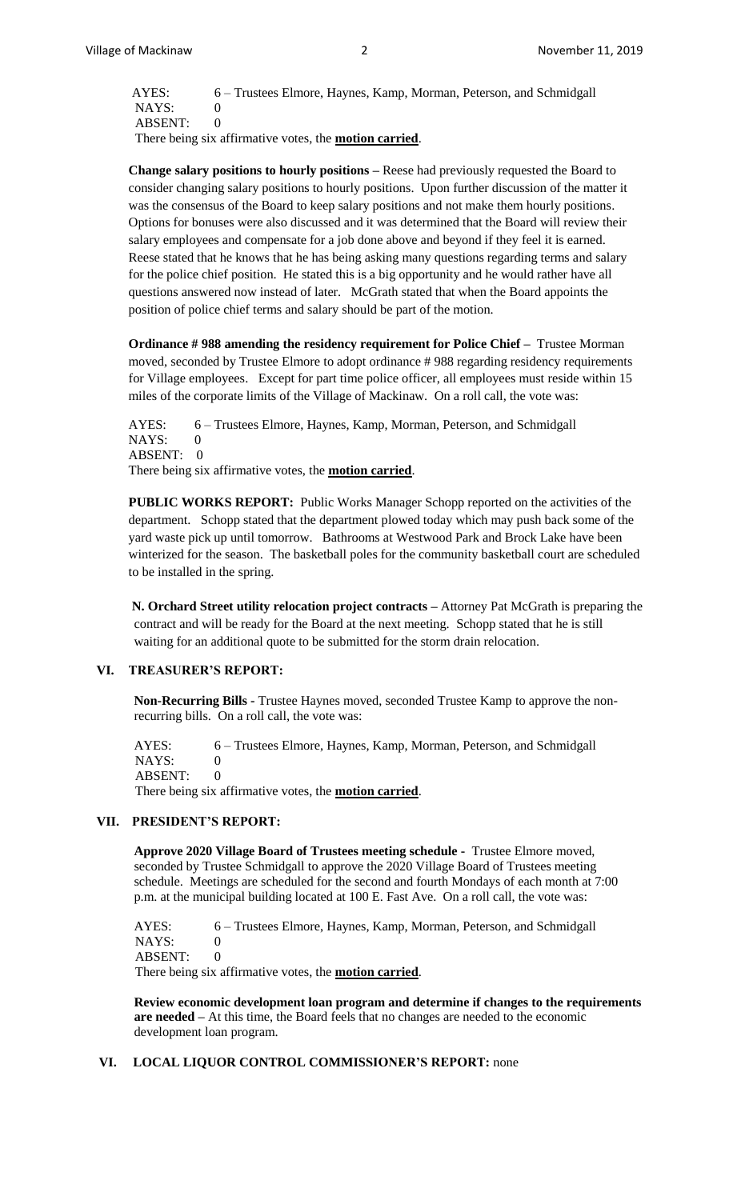AYES: 6 – Trustees Elmore, Haynes, Kamp, Morman, Peterson, and Schmidgall
NAYS: 0
ABSENT: 0
There being six affirmative votes, the **motion carried**.

**Change salary positions to hourly positions –** Reese had previously requested the Board to consider changing salary positions to hourly positions. Upon further discussion of the matter it was the consensus of the Board to keep salary positions and not make them hourly positions. Options for bonuses were also discussed and it was determined that the Board will review their salary employees and compensate for a job done above and beyond if they feel it is earned. Reese stated that he knows that he has being asking many questions regarding terms and salary for the police chief position. He stated this is a big opportunity and he would rather have all questions answered now instead of later. McGrath stated that when the Board appoints the position of police chief terms and salary should be part of the motion.

**Ordinance # 988 amending the residency requirement for Police Chief –** Trustee Morman moved, seconded by Trustee Elmore to adopt ordinance # 988 regarding residency requirements for Village employees. Except for part time police officer, all employees must reside within 15 miles of the corporate limits of the Village of Mackinaw. On a roll call, the vote was:

AYES: 6 – Trustees Elmore, Haynes, Kamp, Morman, Peterson, and Schmidgall
NAYS: 0
ABSENT: 0
There being six affirmative votes, the **motion carried**.

**PUBLIC WORKS REPORT:** Public Works Manager Schopp reported on the activities of the department. Schopp stated that the department plowed today which may push back some of the yard waste pick up until tomorrow. Bathrooms at Westwood Park and Brock Lake have been winterized for the season. The basketball poles for the community basketball court are scheduled to be installed in the spring.

**N. Orchard Street utility relocation project contracts –** Attorney Pat McGrath is preparing the contract and will be ready for the Board at the next meeting. Schopp stated that he is still waiting for an additional quote to be submitted for the storm drain relocation.

## VI. TREASURER'S REPORT:

**Non-Recurring Bills -** Trustee Haynes moved, seconded Trustee Kamp to approve the non-recurring bills. On a roll call, the vote was:

AYES: 6 – Trustees Elmore, Haynes, Kamp, Morman, Peterson, and Schmidgall
NAYS: 0
ABSENT: 0
There being six affirmative votes, the **motion carried**.

## VII. PRESIDENT'S REPORT:

**Approve 2020 Village Board of Trustees meeting schedule -** Trustee Elmore moved, seconded by Trustee Schmidgall to approve the 2020 Village Board of Trustees meeting schedule. Meetings are scheduled for the second and fourth Mondays of each month at 7:00 p.m. at the municipal building located at 100 E. Fast Ave. On a roll call, the vote was:

AYES: 6 – Trustees Elmore, Haynes, Kamp, Morman, Peterson, and Schmidgall
NAYS: 0
ABSENT: 0
There being six affirmative votes, the **motion carried**.

**Review economic development loan program and determine if changes to the requirements are needed –** At this time, the Board feels that no changes are needed to the economic development loan program.

## VI. LOCAL LIQUOR CONTROL COMMISSIONER'S REPORT: none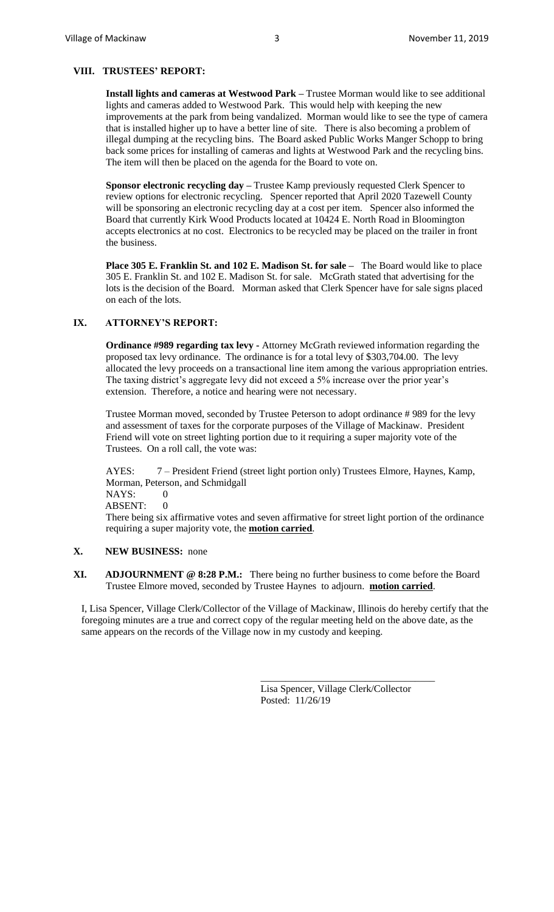## VIII. TRUSTEES' REPORT:

**Install lights and cameras at Westwood Park –** Trustee Morman would like to see additional lights and cameras added to Westwood Park. This would help with keeping the new improvements at the park from being vandalized. Morman would like to see the type of camera that is installed higher up to have a better line of site. There is also becoming a problem of illegal dumping at the recycling bins. The Board asked Public Works Manger Schopp to bring back some prices for installing of cameras and lights at Westwood Park and the recycling bins. The item will then be placed on the agenda for the Board to vote on.

**Sponsor electronic recycling day –** Trustee Kamp previously requested Clerk Spencer to review options for electronic recycling. Spencer reported that April 2020 Tazewell County will be sponsoring an electronic recycling day at a cost per item. Spencer also informed the Board that currently Kirk Wood Products located at 10424 E. North Road in Bloomington accepts electronics at no cost. Electronics to be recycled may be placed on the trailer in front the business.

**Place 305 E. Franklin St. and 102 E. Madison St. for sale –** The Board would like to place 305 E. Franklin St. and 102 E. Madison St. for sale. McGrath stated that advertising for the lots is the decision of the Board. Morman asked that Clerk Spencer have for sale signs placed on each of the lots.

## IX. ATTORNEY'S REPORT:

**Ordinance #989 regarding tax levy -** Attorney McGrath reviewed information regarding the proposed tax levy ordinance. The ordinance is for a total levy of $303,704.00. The levy allocated the levy proceeds on a transactional line item among the various appropriation entries. The taxing district's aggregate levy did not exceed a 5% increase over the prior year's extension. Therefore, a notice and hearing were not necessary.

Trustee Morman moved, seconded by Trustee Peterson to adopt ordinance # 989 for the levy and assessment of taxes for the corporate purposes of the Village of Mackinaw. President Friend will vote on street lighting portion due to it requiring a super majority vote of the Trustees. On a roll call, the vote was:

AYES: 7 – President Friend (street light portion only) Trustees Elmore, Haynes, Kamp, Morman, Peterson, and Schmidgall
NAYS: 0
ABSENT: 0

There being six affirmative votes and seven affirmative for street light portion of the ordinance requiring a super majority vote, the **motion carried**.

## X. NEW BUSINESS: none

## XI. ADJOURNMENT @ 8:28 P.M.:

There being no further business to come before the Board Trustee Elmore moved, seconded by Trustee Haynes to adjourn. **motion carried**.

I, Lisa Spencer, Village Clerk/Collector of the Village of Mackinaw, Illinois do hereby certify that the foregoing minutes are a true and correct copy of the regular meeting held on the above date, as the same appears on the records of the Village now in my custody and keeping.

\_\_\_\_\_\_\_\_\_\_\_\_\_\_\_\_\_\_\_\_\_\_\_\_\_\_\_\_\_\_\_\_\_\_\_

Lisa Spencer, Village Clerk/Collector
Posted: 11/26/19